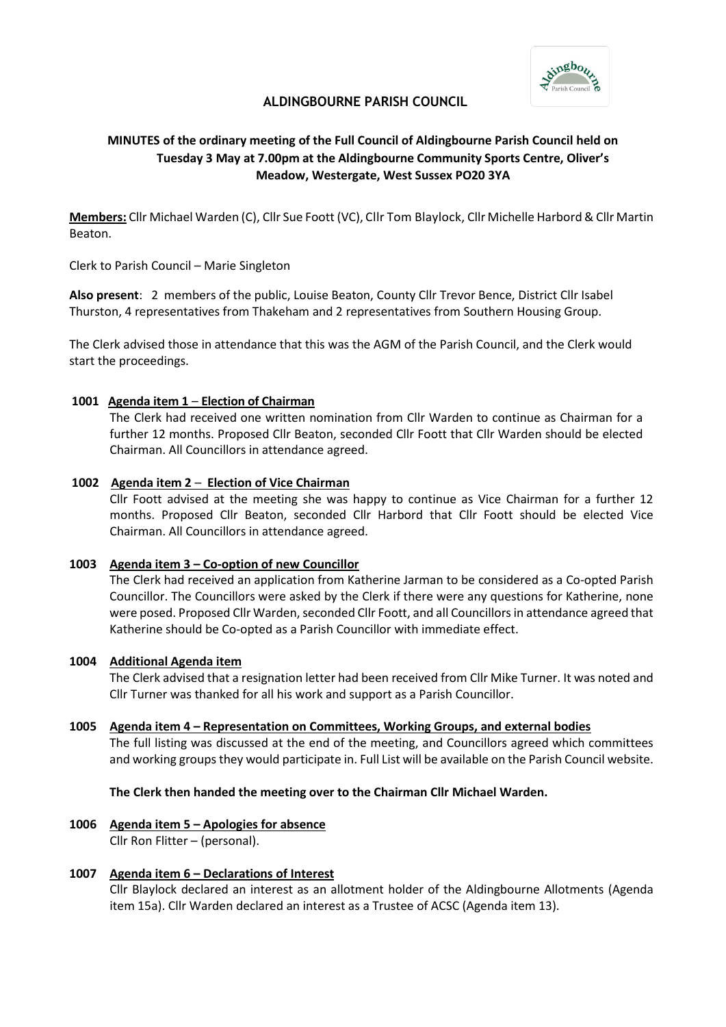# ALDINGBOURNE PARISH COUNCIL

## MINUTES of the ordinary meeting of the Full Council of Aldingbourne Parish Council held on Tuesday 3 May at 7.00pm at the Aldingbourne Community Sports Centre, Oliver's Meadow, Westergate, West Sussex PO20 3YA

**Members:** Cllr Michael Warden (C), Cllr Sue Foott (VC), Cllr Tom Blaylock, Cllr Michelle Harbord & Cllr Martin Beaton.

Clerk to Parish Council – Marie Singleton

**Also present**: 2 members of the public, Louise Beaton, County Cllr Trevor Bence, District Cllr Isabel Thurston, 4 representatives from Thakeham and 2 representatives from Southern Housing Group.

The Clerk advised those in attendance that this was the AGM of the Parish Council, and the Clerk would start the proceedings.

**1001 Agenda item 1 – Election of Chairman**

The Clerk had received one written nomination from Cllr Warden to continue as Chairman for a further 12 months. Proposed Cllr Beaton, seconded Cllr Foott that Cllr Warden should be elected Chairman. All Councillors in attendance agreed.

**1002 Agenda item 2 – Election of Vice Chairman**

Cllr Foott advised at the meeting she was happy to continue as Vice Chairman for a further 12 months. Proposed Cllr Beaton, seconded Cllr Harbord that Cllr Foott should be elected Vice Chairman. All Councillors in attendance agreed.

**1003 Agenda item 3 – Co-option of new Councillor**

The Clerk had received an application from Katherine Jarman to be considered as a Co-opted Parish Councillor. The Councillors were asked by the Clerk if there were any questions for Katherine, none were posed. Proposed Cllr Warden, seconded Cllr Foott, and all Councillors in attendance agreed that Katherine should be Co-opted as a Parish Councillor with immediate effect.

**1004 Additional Agenda item**

The Clerk advised that a resignation letter had been received from Cllr Mike Turner. It was noted and Cllr Turner was thanked for all his work and support as a Parish Councillor.

**1005 Agenda item 4 – Representation on Committees, Working Groups, and external bodies**

The full listing was discussed at the end of the meeting, and Councillors agreed which committees and working groups they would participate in. Full List will be available on the Parish Council website.

**The Clerk then handed the meeting over to the Chairman Cllr Michael Warden.**

**1006 Agenda item 5 – Apologies for absence**

Cllr Ron Flitter – (personal).

**1007 Agenda item 6 – Declarations of Interest**

Cllr Blaylock declared an interest as an allotment holder of the Aldingbourne Allotments (Agenda item 15a). Cllr Warden declared an interest as a Trustee of ACSC (Agenda item 13).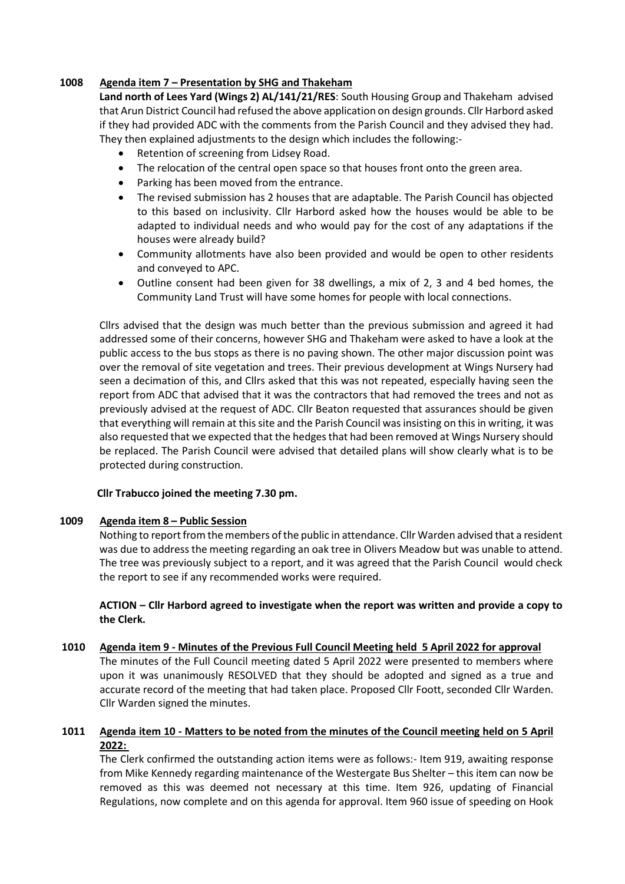**1008 Agenda item 7 – Presentation by SHG and Thakeham**

**Land north of Lees Yard (Wings 2) AL/141/21/RES**: South Housing Group and Thakeham advised that Arun District Council had refused the above application on design grounds. Cllr Harbord asked if they had provided ADC with the comments from the Parish Council and they advised they had. They then explained adjustments to the design which includes the following:-

- Retention of screening from Lidsey Road.
- The relocation of the central open space so that houses front onto the green area.
- Parking has been moved from the entrance.
- The revised submission has 2 houses that are adaptable. The Parish Council has objected to this based on inclusivity. Cllr Harbord asked how the houses would be able to be adapted to individual needs and who would pay for the cost of any adaptations if the houses were already build?
- Community allotments have also been provided and would be open to other residents and conveyed to APC.
- Outline consent had been given for 38 dwellings, a mix of 2, 3 and 4 bed homes, the Community Land Trust will have some homes for people with local connections.

Cllrs advised that the design was much better than the previous submission and agreed it had addressed some of their concerns, however SHG and Thakeham were asked to have a look at the public access to the bus stops as there is no paving shown. The other major discussion point was over the removal of site vegetation and trees. Their previous development at Wings Nursery had seen a decimation of this, and Cllrs asked that this was not repeated, especially having seen the report from ADC that advised that it was the contractors that had removed the trees and not as previously advised at the request of ADC. Cllr Beaton requested that assurances should be given that everything will remain at this site and the Parish Council was insisting on this in writing, it was also requested that we expected that the hedges that had been removed at Wings Nursery should be replaced. The Parish Council were advised that detailed plans will show clearly what is to be protected during construction.

**Cllr Trabucco joined the meeting 7.30 pm.**

**1009 Agenda item 8 – Public Session**

Nothing to report from the members of the public in attendance. Cllr Warden advised that a resident was due to address the meeting regarding an oak tree in Olivers Meadow but was unable to attend. The tree was previously subject to a report, and it was agreed that the Parish Council would check the report to see if any recommended works were required.

**ACTION – Cllr Harbord agreed to investigate when the report was written and provide a copy to the Clerk.**

**1010 Agenda item 9 - Minutes of the Previous Full Council Meeting held 5 April 2022 for approval**

The minutes of the Full Council meeting dated 5 April 2022 were presented to members where upon it was unanimously RESOLVED that they should be adopted and signed as a true and accurate record of the meeting that had taken place. Proposed Cllr Foott, seconded Cllr Warden. Cllr Warden signed the minutes.

**1011 Agenda item 10 - Matters to be noted from the minutes of the Council meeting held on 5 April 2022:**

The Clerk confirmed the outstanding action items were as follows:- Item 919, awaiting response from Mike Kennedy regarding maintenance of the Westergate Bus Shelter – this item can now be removed as this was deemed not necessary at this time. Item 926, updating of Financial Regulations, now complete and on this agenda for approval. Item 960 issue of speeding on Hook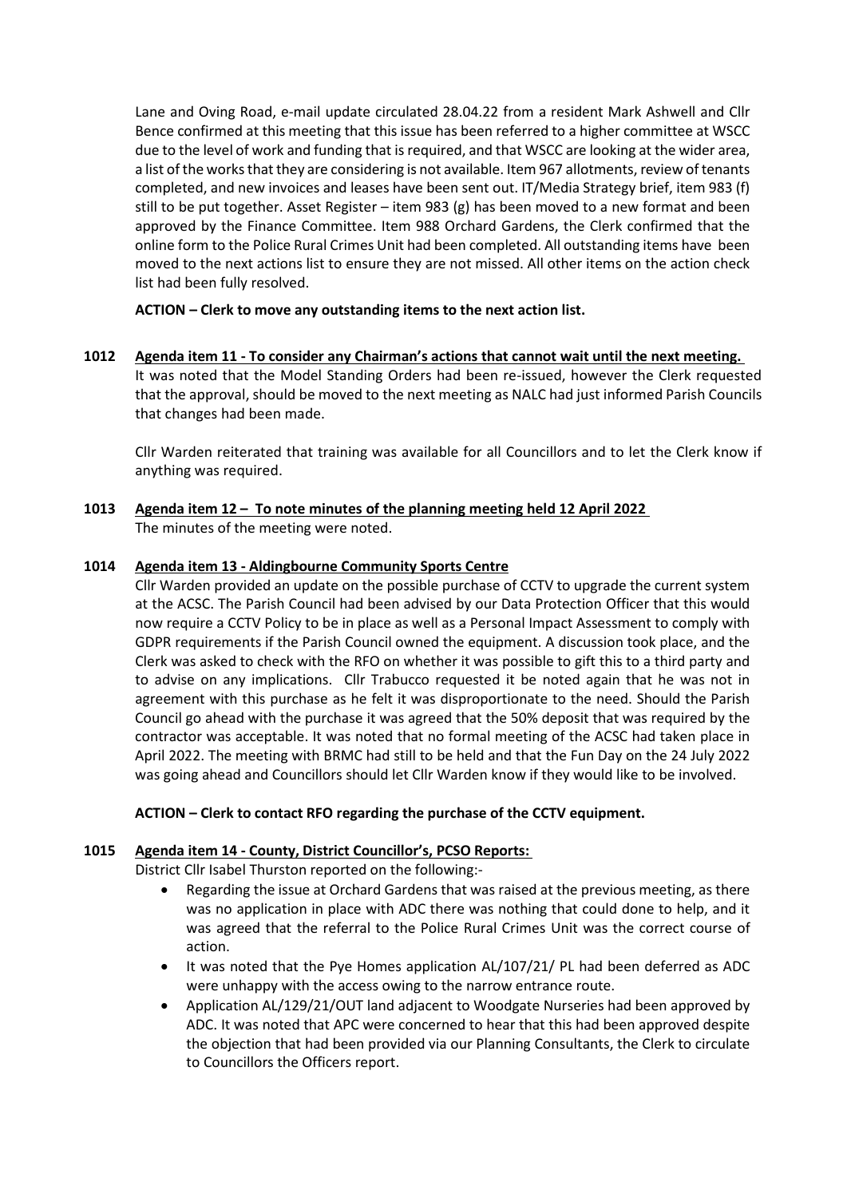Lane and Oving Road, e-mail update circulated 28.04.22 from a resident Mark Ashwell and Cllr Bence confirmed at this meeting that this issue has been referred to a higher committee at WSCC due to the level of work and funding that is required, and that WSCC are looking at the wider area, a list of the works that they are considering is not available. Item 967 allotments, review of tenants completed, and new invoices and leases have been sent out. IT/Media Strategy brief, item 983 (f) still to be put together. Asset Register – item 983 (g) has been moved to a new format and been approved by the Finance Committee. Item 988 Orchard Gardens, the Clerk confirmed that the online form to the Police Rural Crimes Unit had been completed. All outstanding items have been moved to the next actions list to ensure they are not missed. All other items on the action check list had been fully resolved.

**ACTION – Clerk to move any outstanding items to the next action list.**

**1012 <u>Agenda item 11 - To consider any Chairman's actions that cannot wait until the next meeting.</u>**

It was noted that the Model Standing Orders had been re-issued, however the Clerk requested that the approval, should be moved to the next meeting as NALC had just informed Parish Councils that changes had been made.

Cllr Warden reiterated that training was available for all Councillors and to let the Clerk know if anything was required.

**1013 <u>Agenda item 12 – To note minutes of the planning meeting held 12 April 2022</u>**

The minutes of the meeting were noted.

**1014 <u>Agenda item 13 - Aldingbourne Community Sports Centre</u>**

Cllr Warden provided an update on the possible purchase of CCTV to upgrade the current system at the ACSC. The Parish Council had been advised by our Data Protection Officer that this would now require a CCTV Policy to be in place as well as a Personal Impact Assessment to comply with GDPR requirements if the Parish Council owned the equipment. A discussion took place, and the Clerk was asked to check with the RFO on whether it was possible to gift this to a third party and to advise on any implications. Cllr Trabucco requested it be noted again that he was not in agreement with this purchase as he felt it was disproportionate to the need. Should the Parish Council go ahead with the purchase it was agreed that the 50% deposit that was required by the contractor was acceptable. It was noted that no formal meeting of the ACSC had taken place in April 2022. The meeting with BRMC had still to be held and that the Fun Day on the 24 July 2022 was going ahead and Councillors should let Cllr Warden know if they would like to be involved.

**ACTION – Clerk to contact RFO regarding the purchase of the CCTV equipment.**

**1015 <u>Agenda item 14 - County, District Councillor's, PCSO Reports:</u>**

District Cllr Isabel Thurston reported on the following:-

- Regarding the issue at Orchard Gardens that was raised at the previous meeting, as there was no application in place with ADC there was nothing that could done to help, and it was agreed that the referral to the Police Rural Crimes Unit was the correct course of action.
- It was noted that the Pye Homes application AL/107/21/ PL had been deferred as ADC were unhappy with the access owing to the narrow entrance route.
- Application AL/129/21/OUT land adjacent to Woodgate Nurseries had been approved by ADC. It was noted that APC were concerned to hear that this had been approved despite the objection that had been provided via our Planning Consultants, the Clerk to circulate to Councillors the Officers report.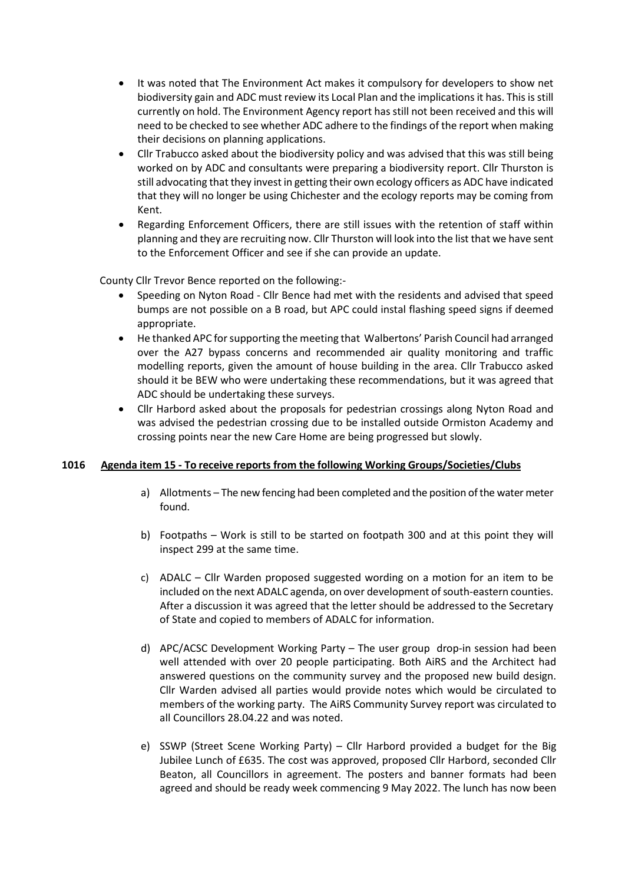- It was noted that The Environment Act makes it compulsory for developers to show net biodiversity gain and ADC must review its Local Plan and the implications it has. This is still currently on hold. The Environment Agency report has still not been received and this will need to be checked to see whether ADC adhere to the findings of the report when making their decisions on planning applications.
- Cllr Trabucco asked about the biodiversity policy and was advised that this was still being worked on by ADC and consultants were preparing a biodiversity report. Cllr Thurston is still advocating that they invest in getting their own ecology officers as ADC have indicated that they will no longer be using Chichester and the ecology reports may be coming from Kent.
- Regarding Enforcement Officers, there are still issues with the retention of staff within planning and they are recruiting now. Cllr Thurston will look into the list that we have sent to the Enforcement Officer and see if she can provide an update.

County Cllr Trevor Bence reported on the following:-

- Speeding on Nyton Road - Cllr Bence had met with the residents and advised that speed bumps are not possible on a B road, but APC could instal flashing speed signs if deemed appropriate.
- He thanked APC for supporting the meeting that Walbertons' Parish Council had arranged over the A27 bypass concerns and recommended air quality monitoring and traffic modelling reports, given the amount of house building in the area. Cllr Trabucco asked should it be BEW who were undertaking these recommendations, but it was agreed that ADC should be undertaking these surveys.
- Cllr Harbord asked about the proposals for pedestrian crossings along Nyton Road and was advised the pedestrian crossing due to be installed outside Ormiston Academy and crossing points near the new Care Home are being progressed but slowly.

**1016 Agenda item 15 - To receive reports from the following Working Groups/Societies/Clubs**

a) Allotments – The new fencing had been completed and the position of the water meter found.

b) Footpaths – Work is still to be started on footpath 300 and at this point they will inspect 299 at the same time.

c) ADALC – Cllr Warden proposed suggested wording on a motion for an item to be included on the next ADALC agenda, on over development of south-eastern counties. After a discussion it was agreed that the letter should be addressed to the Secretary of State and copied to members of ADALC for information.

d) APC/ACSC Development Working Party – The user group drop-in session had been well attended with over 20 people participating. Both AiRS and the Architect had answered questions on the community survey and the proposed new build design. Cllr Warden advised all parties would provide notes which would be circulated to members of the working party. The AiRS Community Survey report was circulated to all Councillors 28.04.22 and was noted.

e) SSWP (Street Scene Working Party) – Cllr Harbord provided a budget for the Big Jubilee Lunch of £635. The cost was approved, proposed Cllr Harbord, seconded Cllr Beaton, all Councillors in agreement. The posters and banner formats had been agreed and should be ready week commencing 9 May 2022. The lunch has now been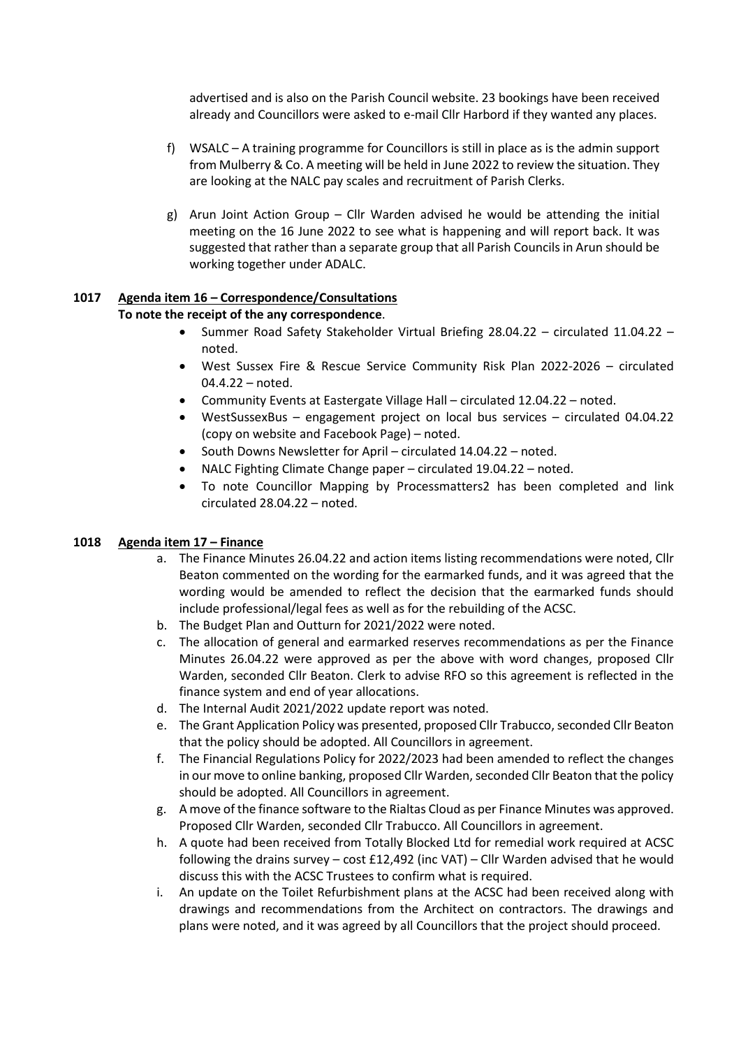advertised and is also on the Parish Council website. 23 bookings have been received already and Councillors were asked to e-mail Cllr Harbord if they wanted any places.

f) WSALC – A training programme for Councillors is still in place as is the admin support from Mulberry & Co. A meeting will be held in June 2022 to review the situation. They are looking at the NALC pay scales and recruitment of Parish Clerks.

g) Arun Joint Action Group – Cllr Warden advised he would be attending the initial meeting on the 16 June 2022 to see what is happening and will report back. It was suggested that rather than a separate group that all Parish Councils in Arun should be working together under ADALC.

**1017 Agenda item 16 – Correspondence/Consultations**

**To note the receipt of the any correspondence**.

- Summer Road Safety Stakeholder Virtual Briefing 28.04.22 – circulated 11.04.22 – noted.
- West Sussex Fire & Rescue Service Community Risk Plan 2022-2026 – circulated 04.4.22 – noted.
- Community Events at Eastergate Village Hall – circulated 12.04.22 – noted.
- WestSussexBus – engagement project on local bus services – circulated 04.04.22 (copy on website and Facebook Page) – noted.
- South Downs Newsletter for April – circulated 14.04.22 – noted.
- NALC Fighting Climate Change paper – circulated 19.04.22 – noted.
- To note Councillor Mapping by Processmatters2 has been completed and link circulated 28.04.22 – noted.

**1018 Agenda item 17 – Finance**

a. The Finance Minutes 26.04.22 and action items listing recommendations were noted, Cllr Beaton commented on the wording for the earmarked funds, and it was agreed that the wording would be amended to reflect the decision that the earmarked funds should include professional/legal fees as well as for the rebuilding of the ACSC.
b. The Budget Plan and Outturn for 2021/2022 were noted.
c. The allocation of general and earmarked reserves recommendations as per the Finance Minutes 26.04.22 were approved as per the above with word changes, proposed Cllr Warden, seconded Cllr Beaton. Clerk to advise RFO so this agreement is reflected in the finance system and end of year allocations.
d. The Internal Audit 2021/2022 update report was noted.
e. The Grant Application Policy was presented, proposed Cllr Trabucco, seconded Cllr Beaton that the policy should be adopted. All Councillors in agreement.
f. The Financial Regulations Policy for 2022/2023 had been amended to reflect the changes in our move to online banking, proposed Cllr Warden, seconded Cllr Beaton that the policy should be adopted. All Councillors in agreement.
g. A move of the finance software to the Rialtas Cloud as per Finance Minutes was approved. Proposed Cllr Warden, seconded Cllr Trabucco. All Councillors in agreement.
h. A quote had been received from Totally Blocked Ltd for remedial work required at ACSC following the drains survey – cost £12,492 (inc VAT) – Cllr Warden advised that he would discuss this with the ACSC Trustees to confirm what is required.
i. An update on the Toilet Refurbishment plans at the ACSC had been received along with drawings and recommendations from the Architect on contractors. The drawings and plans were noted, and it was agreed by all Councillors that the project should proceed.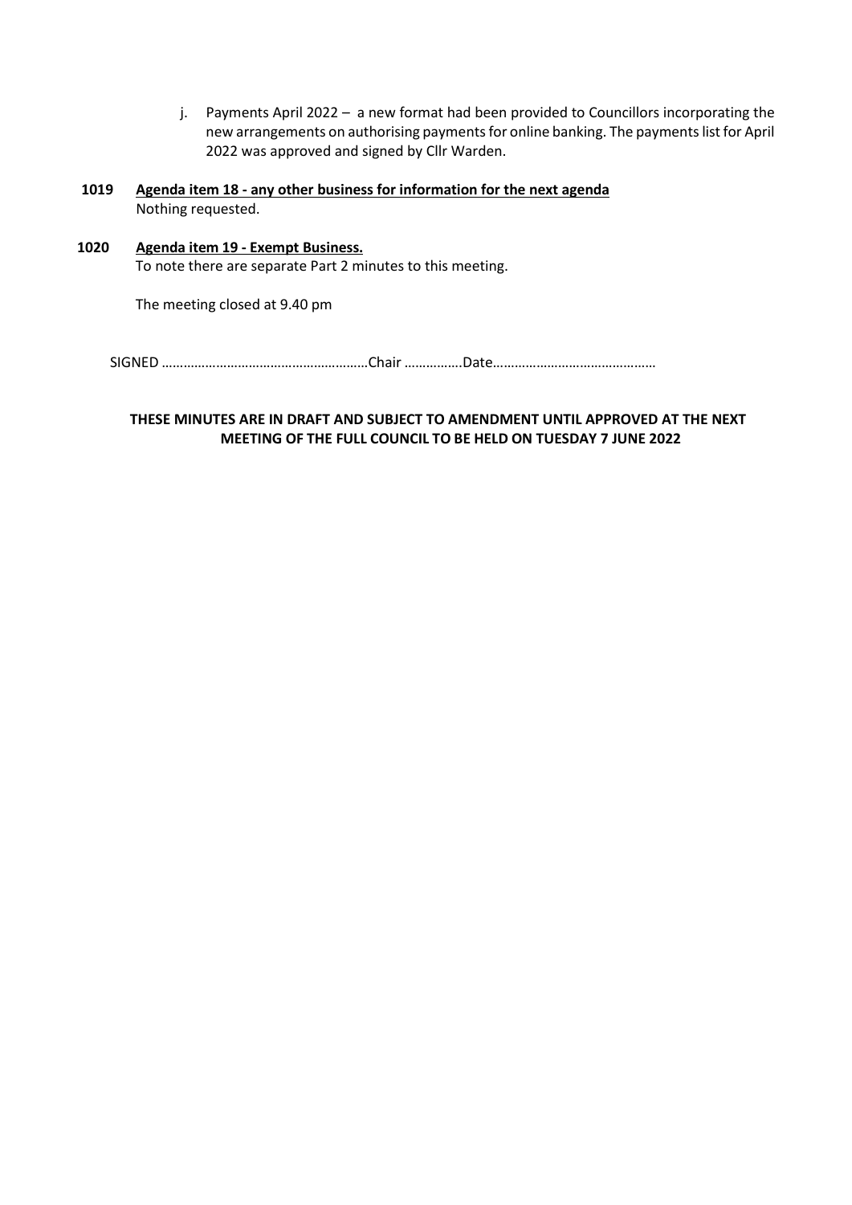j. Payments April 2022 – a new format had been provided to Councillors incorporating the new arrangements on authorising payments for online banking. The payments list for April 2022 was approved and signed by Cllr Warden.

**1019 <u>Agenda item 18 - any other business for information for the next agenda</u>**

Nothing requested.

**1020 <u>Agenda item 19 - Exempt Business.</u>**

To note there are separate Part 2 minutes to this meeting.

The meeting closed at 9.40 pm

SIGNED …………………………………………………Chair …………….Date………………………………………

**THESE MINUTES ARE IN DRAFT AND SUBJECT TO AMENDMENT UNTIL APPROVED AT THE NEXT MEETING OF THE FULL COUNCIL TO BE HELD ON TUESDAY 7 JUNE 2022**